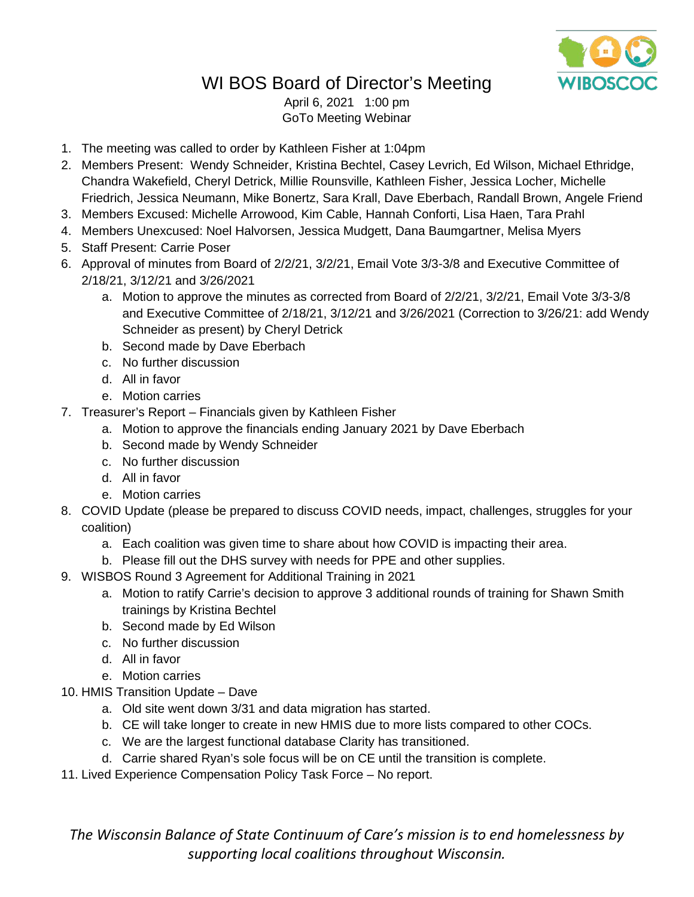# WI BOS Board of Director's Meeting

April 6, 2021 1:00 pm
GoTo Meeting Webinar

1. The meeting was called to order by Kathleen Fisher at 1:04pm
2. Members Present: Wendy Schneider, Kristina Bechtel, Casey Levrich, Ed Wilson, Michael Ethridge, Chandra Wakefield, Cheryl Detrick, Millie Rounsville, Kathleen Fisher, Jessica Locher, Michelle Friedrich, Jessica Neumann, Mike Bonertz, Sara Krall, Dave Eberbach, Randall Brown, Angele Friend
3. Members Excused: Michelle Arrowood, Kim Cable, Hannah Conforti, Lisa Haen, Tara Prahl
4. Members Unexcused: Noel Halvorsen, Jessica Mudgett, Dana Baumgartner, Melisa Myers
5. Staff Present: Carrie Poser
6. Approval of minutes from Board of 2/2/21, 3/2/21, Email Vote 3/3-3/8 and Executive Committee of 2/18/21, 3/12/21 and 3/26/2021
   a. Motion to approve the minutes as corrected from Board of 2/2/21, 3/2/21, Email Vote 3/3-3/8 and Executive Committee of 2/18/21, 3/12/21 and 3/26/2021 (Correction to 3/26/21: add Wendy Schneider as present) by Cheryl Detrick
   b. Second made by Dave Eberbach
   c. No further discussion
   d. All in favor
   e. Motion carries
7. Treasurer's Report – Financials given by Kathleen Fisher
   a. Motion to approve the financials ending January 2021 by Dave Eberbach
   b. Second made by Wendy Schneider
   c. No further discussion
   d. All in favor
   e. Motion carries
8. COVID Update (please be prepared to discuss COVID needs, impact, challenges, struggles for your coalition)
   a. Each coalition was given time to share about how COVID is impacting their area.
   b. Please fill out the DHS survey with needs for PPE and other supplies.
9. WISBOS Round 3 Agreement for Additional Training in 2021
   a. Motion to ratify Carrie's decision to approve 3 additional rounds of training for Shawn Smith trainings by Kristina Bechtel
   b. Second made by Ed Wilson
   c. No further discussion
   d. All in favor
   e. Motion carries
10. HMIS Transition Update – Dave
    a. Old site went down 3/31 and data migration has started.
    b. CE will take longer to create in new HMIS due to more lists compared to other COCs.
    c. We are the largest functional database Clarity has transitioned.
    d. Carrie shared Ryan's sole focus will be on CE until the transition is complete.
11. Lived Experience Compensation Policy Task Force – No report.

*The Wisconsin Balance of State Continuum of Care's mission is to end homelessness by supporting local coalitions throughout Wisconsin.*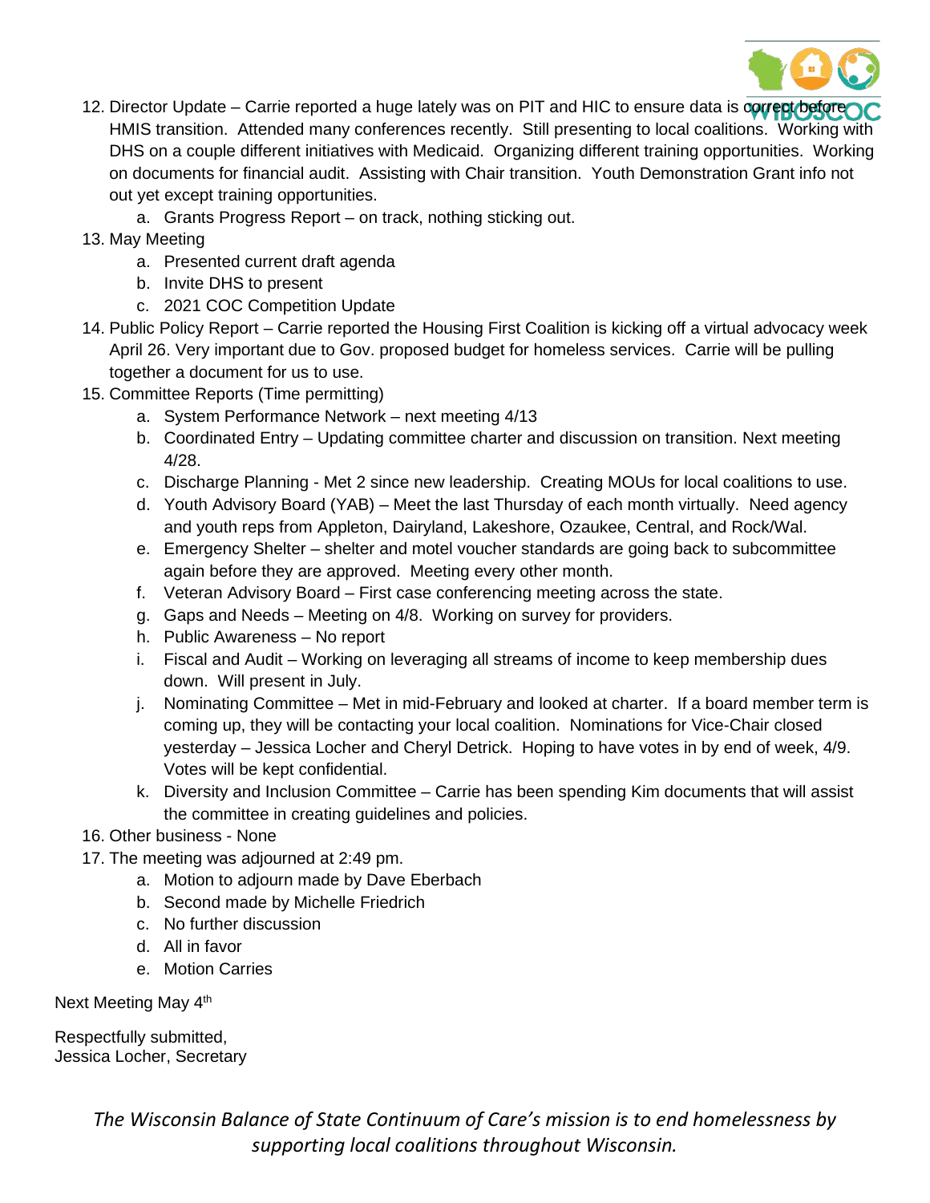12. Director Update – Carrie reported a huge lately was on PIT and HIC to ensure data is correct before HMIS transition. Attended many conferences recently. Still presenting to local coalitions. Working with DHS on a couple different initiatives with Medicaid. Organizing different training opportunities. Working on documents for financial audit. Assisting with Chair transition. Youth Demonstration Grant info not out yet except training opportunities.
    a. Grants Progress Report – on track, nothing sticking out.
13. May Meeting
    a. Presented current draft agenda
    b. Invite DHS to present
    c. 2021 COC Competition Update
14. Public Policy Report – Carrie reported the Housing First Coalition is kicking off a virtual advocacy week April 26. Very important due to Gov. proposed budget for homeless services. Carrie will be pulling together a document for us to use.
15. Committee Reports (Time permitting)
    a. System Performance Network – next meeting 4/13
    b. Coordinated Entry – Updating committee charter and discussion on transition. Next meeting 4/28.
    c. Discharge Planning - Met 2 since new leadership. Creating MOUs for local coalitions to use.
    d. Youth Advisory Board (YAB) – Meet the last Thursday of each month virtually. Need agency and youth reps from Appleton, Dairyland, Lakeshore, Ozaukee, Central, and Rock/Wal.
    e. Emergency Shelter – shelter and motel voucher standards are going back to subcommittee again before they are approved. Meeting every other month.
    f. Veteran Advisory Board – First case conferencing meeting across the state.
    g. Gaps and Needs – Meeting on 4/8. Working on survey for providers.
    h. Public Awareness – No report
    i. Fiscal and Audit – Working on leveraging all streams of income to keep membership dues down. Will present in July.
    j. Nominating Committee – Met in mid-February and looked at charter. If a board member term is coming up, they will be contacting your local coalition. Nominations for Vice-Chair closed yesterday – Jessica Locher and Cheryl Detrick. Hoping to have votes in by end of week, 4/9. Votes will be kept confidential.
    k. Diversity and Inclusion Committee – Carrie has been spending Kim documents that will assist the committee in creating guidelines and policies.
16. Other business - None
17. The meeting was adjourned at 2:49 pm.
    a. Motion to adjourn made by Dave Eberbach
    b. Second made by Michelle Friedrich
    c. No further discussion
    d. All in favor
    e. Motion Carries

Next Meeting May 4th

Respectfully submitted,
Jessica Locher, Secretary

*The Wisconsin Balance of State Continuum of Care's mission is to end homelessness by supporting local coalitions throughout Wisconsin.*